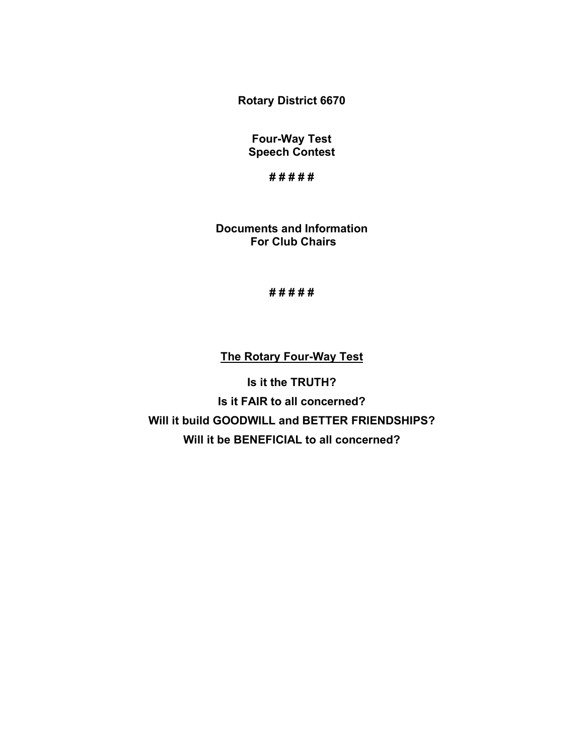**Rotary District 6670**

**Four-Way Test**
**Speech Contest**

**# # # # #**

**Documents and Information**
**For Club Chairs**

**# # # # #**

## The Rotary Four-Way Test

**Is it the TRUTH?**

**Is it FAIR to all concerned?**

**Will it build GOODWILL and BETTER FRIENDSHIPS?**

**Will it be BENEFICIAL to all concerned?**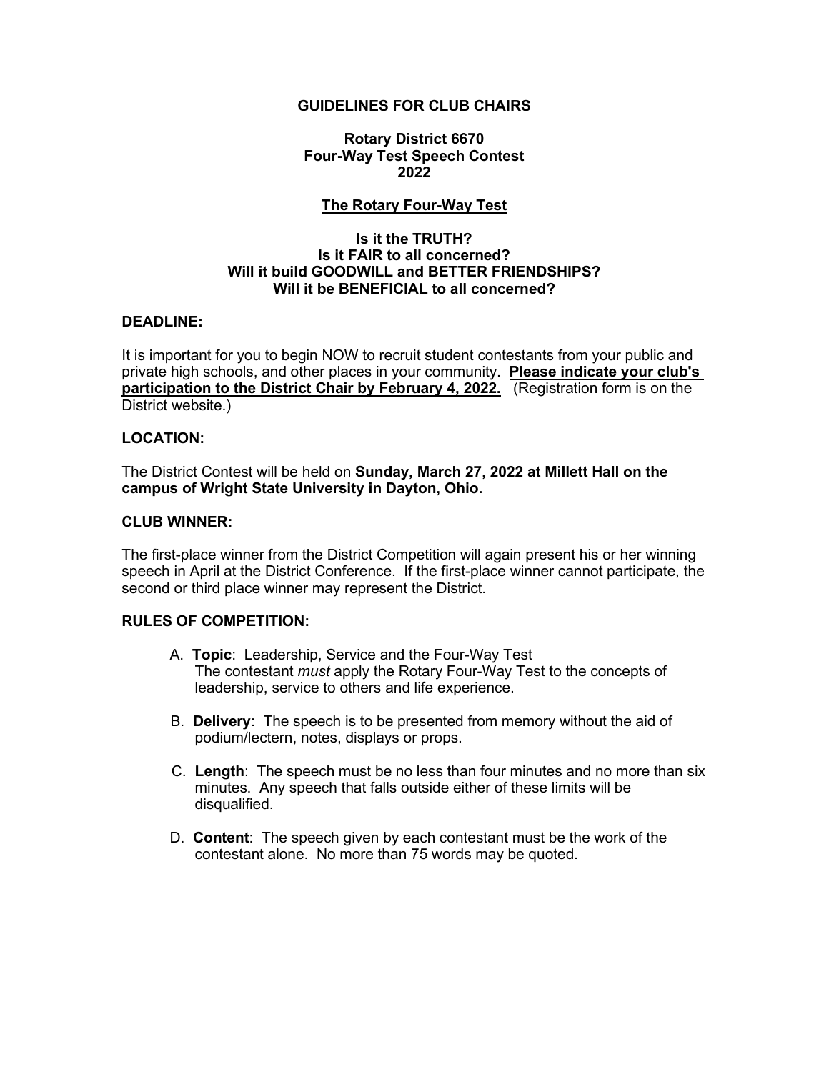# GUIDELINES FOR CLUB CHAIRS

## Rotary District 6670
## Four-Way Test Speech Contest
## 2022

### The Rotary Four-Way Test

**Is it the TRUTH?**
**Is it FAIR to all concerned?**
**Will it build GOODWILL and BETTER FRIENDSHIPS?**
**Will it be BENEFICIAL to all concerned?**

### DEADLINE:

It is important for you to begin NOW to recruit student contestants from your public and private high schools, and other places in your community. **Please indicate your club's participation to the District Chair by February 4, 2022.** (Registration form is on the District website.)

### LOCATION:

The District Contest will be held on **Sunday, March 27, 2022 at Millett Hall on the campus of Wright State University in Dayton, Ohio.**

### CLUB WINNER:

The first-place winner from the District Competition will again present his or her winning speech in April at the District Conference. If the first-place winner cannot participate, the second or third place winner may represent the District.

### RULES OF COMPETITION:

A. **Topic**: Leadership, Service and the Four-Way Test
The contestant *must* apply the Rotary Four-Way Test to the concepts of leadership, service to others and life experience.

B. **Delivery**: The speech is to be presented from memory without the aid of podium/lectern, notes, displays or props.

C. **Length**: The speech must be no less than four minutes and no more than six minutes. Any speech that falls outside either of these limits will be disqualified.

D. **Content**: The speech given by each contestant must be the work of the contestant alone. No more than 75 words may be quoted.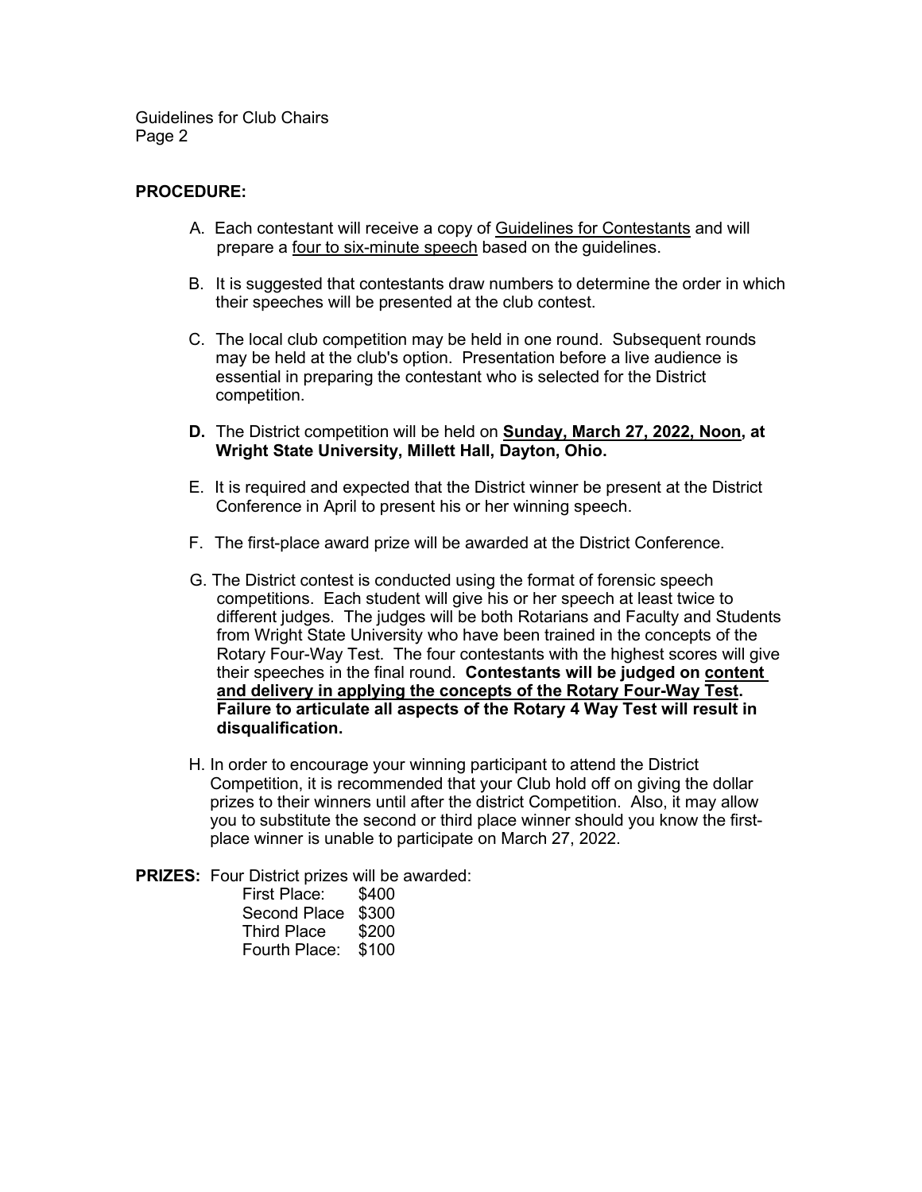**PROCEDURE:**

A. Each contestant will receive a copy of <u>Guidelines for Contestants</u> and will prepare a <u>four to six-minute speech</u> based on the guidelines.

B. It is suggested that contestants draw numbers to determine the order in which their speeches will be presented at the club contest.

C. The local club competition may be held in one round. Subsequent rounds may be held at the club's option. Presentation before a live audience is essential in preparing the contestant who is selected for the District competition.

**D.** The District competition will be held on **<u>Sunday, March 27, 2022, Noon</u>, at Wright State University, Millett Hall, Dayton, Ohio.**

E. It is required and expected that the District winner be present at the District Conference in April to present his or her winning speech.

F. The first-place award prize will be awarded at the District Conference.

G. The District contest is conducted using the format of forensic speech competitions. Each student will give his or her speech at least twice to different judges. The judges will be both Rotarians and Faculty and Students from Wright State University who have been trained in the concepts of the Rotary Four-Way Test. The four contestants with the highest scores will give their speeches in the final round. **Contestants will be judged on <u>content and delivery in applying the concepts of the Rotary Four-Way Test</u>. Failure to articulate all aspects of the Rotary 4 Way Test will result in disqualification.**

H. In order to encourage your winning participant to attend the District Competition, it is recommended that your Club hold off on giving the dollar prizes to their winners until after the district Competition. Also, it may allow you to substitute the second or third place winner should you know the first-place winner is unable to participate on March 27, 2022.

**PRIZES:** Four District prizes will be awarded:

| | |
|---|---|
| First Place: | $400 |
| Second Place | $300 |
| Third Place | $200 |
| Fourth Place: | $100 |